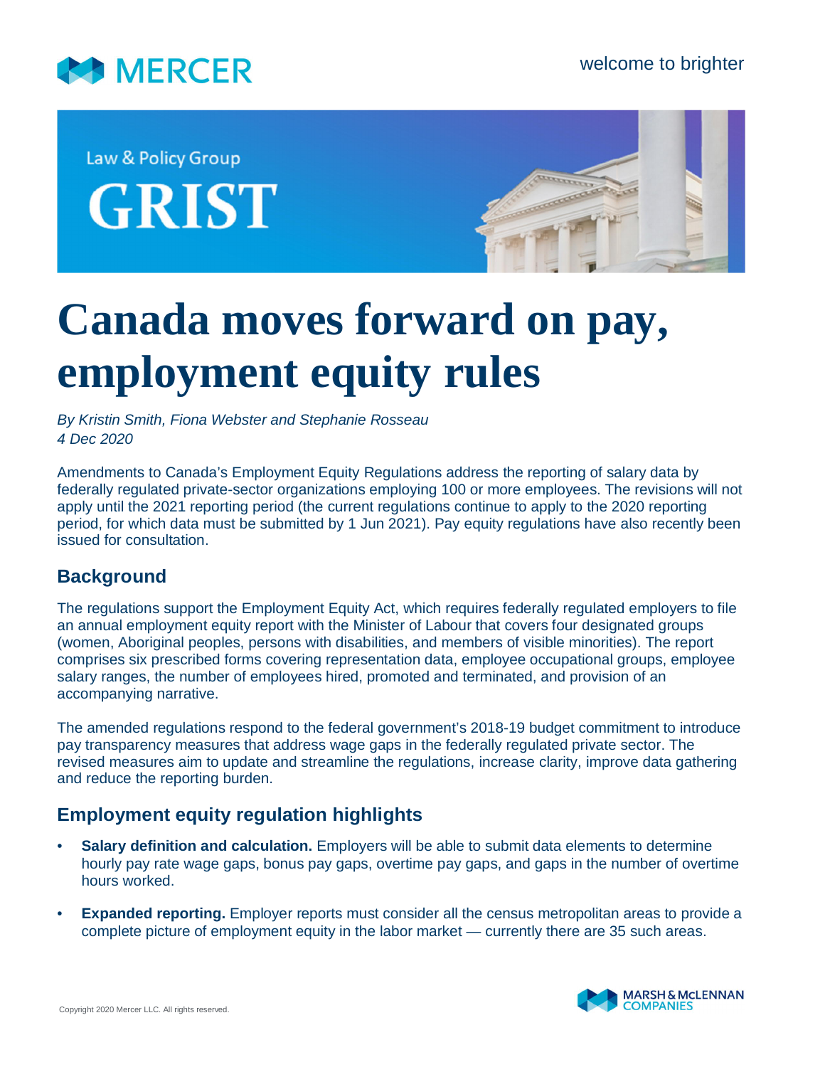Law & Policy Group

# GRIST

# Canada moves forward on pay, employment equity rules

*By Kristin Smith, Fiona Webster and Stephanie Rosseau*
*4 Dec 2020*

Amendments to Canada's Employment Equity Regulations address the reporting of salary data by federally regulated private-sector organizations employing 100 or more employees. The revisions will not apply until the 2021 reporting period (the current regulations continue to apply to the 2020 reporting period, for which data must be submitted by 1 Jun 2021). Pay equity regulations have also recently been issued for consultation.

## Background

The regulations support the Employment Equity Act, which requires federally regulated employers to file an annual employment equity report with the Minister of Labour that covers four designated groups (women, Aboriginal peoples, persons with disabilities, and members of visible minorities). The report comprises six prescribed forms covering representation data, employee occupational groups, employee salary ranges, the number of employees hired, promoted and terminated, and provision of an accompanying narrative.

The amended regulations respond to the federal government's 2018-19 budget commitment to introduce pay transparency measures that address wage gaps in the federally regulated private sector. The revised measures aim to update and streamline the regulations, increase clarity, improve data gathering and reduce the reporting burden.

## Employment equity regulation highlights

- **Salary definition and calculation.** Employers will be able to submit data elements to determine hourly pay rate wage gaps, bonus pay gaps, overtime pay gaps, and gaps in the number of overtime hours worked.
- **Expanded reporting.** Employer reports must consider all the census metropolitan areas to provide a complete picture of employment equity in the labor market — currently there are 35 such areas.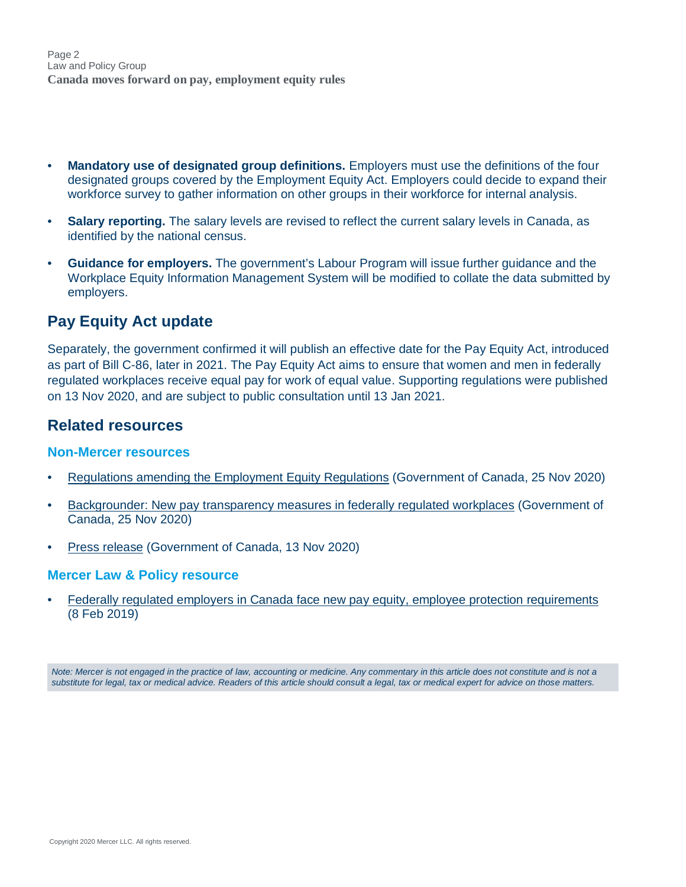- **Mandatory use of designated group definitions.** Employers must use the definitions of the four designated groups covered by the Employment Equity Act. Employers could decide to expand their workforce survey to gather information on other groups in their workforce for internal analysis.
- **Salary reporting.** The salary levels are revised to reflect the current salary levels in Canada, as identified by the national census.
- **Guidance for employers.** The government's Labour Program will issue further guidance and the Workplace Equity Information Management System will be modified to collate the data submitted by employers.

## Pay Equity Act update

Separately, the government confirmed it will publish an effective date for the Pay Equity Act, introduced as part of Bill C-86, later in 2021. The Pay Equity Act aims to ensure that women and men in federally regulated workplaces receive equal pay for work of equal value. Supporting regulations were published on 13 Nov 2020, and are subject to public consultation until 13 Jan 2021.

## Related resources

### Non-Mercer resources

- Regulations amending the Employment Equity Regulations (Government of Canada, 25 Nov 2020)
- Backgrounder: New pay transparency measures in federally regulated workplaces (Government of Canada, 25 Nov 2020)
- Press release (Government of Canada, 13 Nov 2020)

### Mercer Law & Policy resource

- Federally regulated employers in Canada face new pay equity, employee protection requirements (8 Feb 2019)

*Note: Mercer is not engaged in the practice of law, accounting or medicine. Any commentary in this article does not constitute and is not a substitute for legal, tax or medical advice. Readers of this article should consult a legal, tax or medical expert for advice on those matters.*

Copyright 2020 Mercer LLC. All rights reserved.